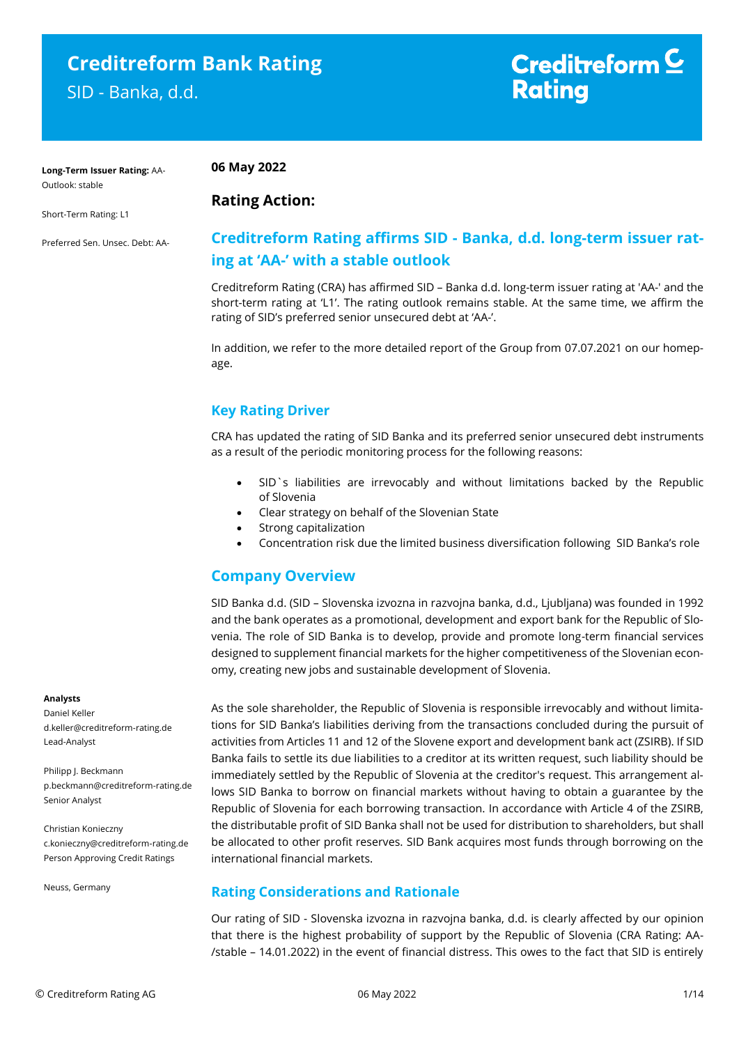# Creditreform Bank Rating

SID - Banka, d.d.

Creditreform Rating

**Long-Term Issuer Rating:** AA-
Outlook: stable

Short-Term Rating: L1

Preferred Sen. Unsec. Debt: AA-

**Analysts**
Daniel Keller
d.keller@creditreform-rating.de
Lead-Analyst

Philipp J. Beckmann
p.beckmann@creditreform-rating.de
Senior Analyst

Christian Konieczny
c.konieczny@creditreform-rating.de
Person Approving Credit Ratings

Neuss, Germany

**06 May 2022**

## Rating Action:

## Creditreform Rating affirms SID - Banka, d.d. long-term issuer rating at 'AA-' with a stable outlook

Creditreform Rating (CRA) has affirmed SID – Banka d.d. long-term issuer rating at 'AA-' and the short-term rating at 'L1'. The rating outlook remains stable. At the same time, we affirm the rating of SID's preferred senior unsecured debt at 'AA-'.

In addition, we refer to the more detailed report of the Group from 07.07.2021 on our homepage.

### Key Rating Driver

CRA has updated the rating of SID Banka and its preferred senior unsecured debt instruments as a result of the periodic monitoring process for the following reasons:

- SID`s liabilities are irrevocably and without limitations backed by the Republic of Slovenia
- Clear strategy on behalf of the Slovenian State
- Strong capitalization
- Concentration risk due the limited business diversification following SID Banka's role

### Company Overview

SID Banka d.d. (SID – Slovenska izvozna in razvojna banka, d.d., Ljubljana) was founded in 1992 and the bank operates as a promotional, development and export bank for the Republic of Slovenia. The role of SID Banka is to develop, provide and promote long-term financial services designed to supplement financial markets for the higher competitiveness of the Slovenian economy, creating new jobs and sustainable development of Slovenia.

As the sole shareholder, the Republic of Slovenia is responsible irrevocably and without limitations for SID Banka's liabilities deriving from the transactions concluded during the pursuit of activities from Articles 11 and 12 of the Slovene export and development bank act (ZSIRB). If SID Banka fails to settle its due liabilities to a creditor at its written request, such liability should be immediately settled by the Republic of Slovenia at the creditor's request. This arrangement allows SID Banka to borrow on financial markets without having to obtain a guarantee by the Republic of Slovenia for each borrowing transaction. In accordance with Article 4 of the ZSIRB, the distributable profit of SID Banka shall not be used for distribution to shareholders, but shall be allocated to other profit reserves. SID Bank acquires most funds through borrowing on the international financial markets.

### Rating Considerations and Rationale

Our rating of SID - Slovenska izvozna in razvojna banka, d.d. is clearly affected by our opinion that there is the highest probability of support by the Republic of Slovenia (CRA Rating: AA-/stable – 14.01.2022) in the event of financial distress. This owes to the fact that SID is entirely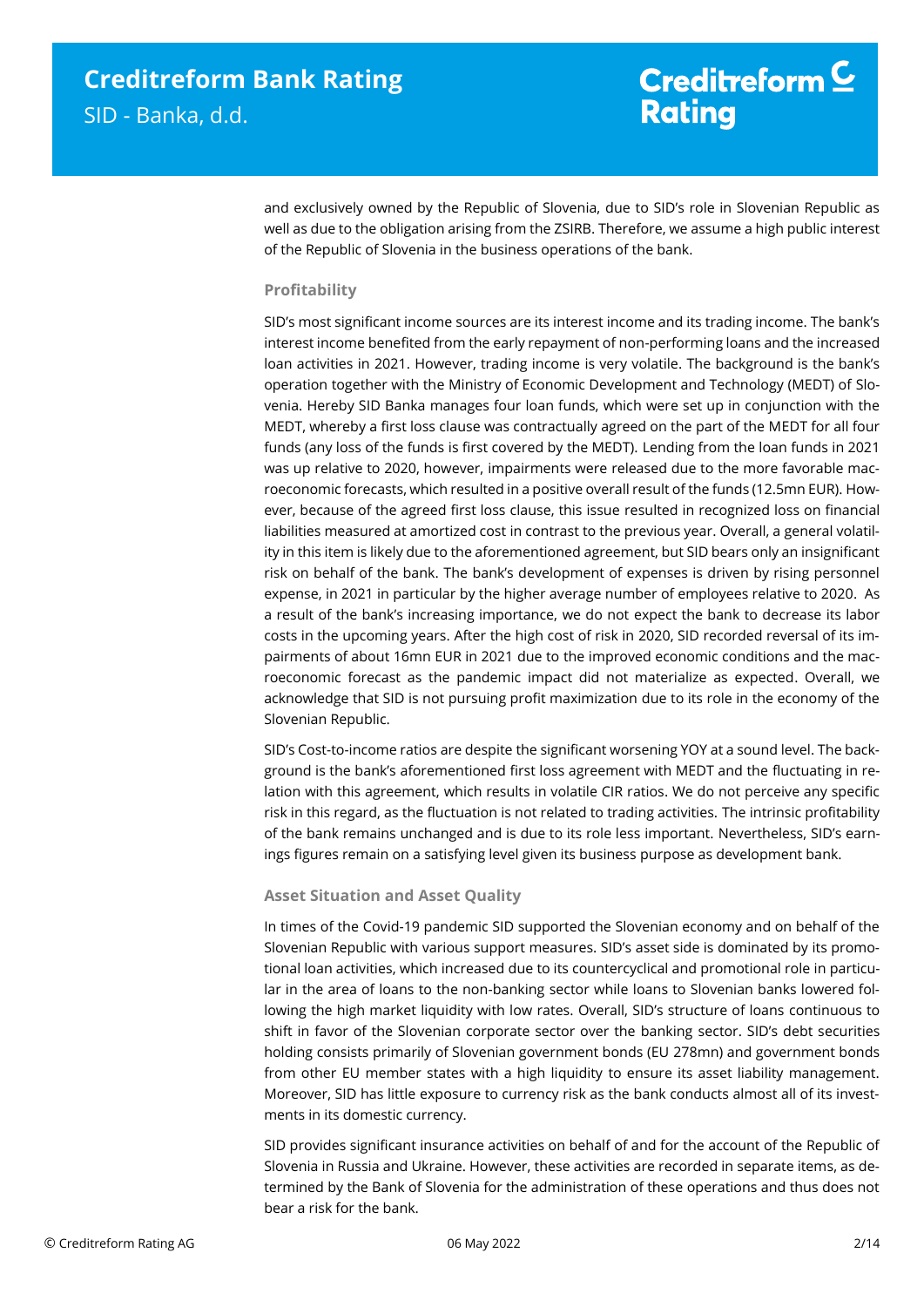and exclusively owned by the Republic of Slovenia, due to SID's role in Slovenian Republic as well as due to the obligation arising from the ZSIRB. Therefore, we assume a high public interest of the Republic of Slovenia in the business operations of the bank.

### Profitability

SID's most significant income sources are its interest income and its trading income. The bank's interest income benefited from the early repayment of non-performing loans and the increased loan activities in 2021. However, trading income is very volatile. The background is the bank's operation together with the Ministry of Economic Development and Technology (MEDT) of Slovenia. Hereby SID Banka manages four loan funds, which were set up in conjunction with the MEDT, whereby a first loss clause was contractually agreed on the part of the MEDT for all four funds (any loss of the funds is first covered by the MEDT). Lending from the loan funds in 2021 was up relative to 2020, however, impairments were released due to the more favorable macroeconomic forecasts, which resulted in a positive overall result of the funds (12.5mn EUR). However, because of the agreed first loss clause, this issue resulted in recognized loss on financial liabilities measured at amortized cost in contrast to the previous year. Overall, a general volatility in this item is likely due to the aforementioned agreement, but SID bears only an insignificant risk on behalf of the bank. The bank's development of expenses is driven by rising personnel expense, in 2021 in particular by the higher average number of employees relative to 2020. As a result of the bank's increasing importance, we do not expect the bank to decrease its labor costs in the upcoming years. After the high cost of risk in 2020, SID recorded reversal of its impairments of about 16mn EUR in 2021 due to the improved economic conditions and the macroeconomic forecast as the pandemic impact did not materialize as expected. Overall, we acknowledge that SID is not pursuing profit maximization due to its role in the economy of the Slovenian Republic.

SID's Cost-to-income ratios are despite the significant worsening YOY at a sound level. The background is the bank's aforementioned first loss agreement with MEDT and the fluctuating in relation with this agreement, which results in volatile CIR ratios. We do not perceive any specific risk in this regard, as the fluctuation is not related to trading activities. The intrinsic profitability of the bank remains unchanged and is due to its role less important. Nevertheless, SID's earnings figures remain on a satisfying level given its business purpose as development bank.

### Asset Situation and Asset Quality

In times of the Covid-19 pandemic SID supported the Slovenian economy and on behalf of the Slovenian Republic with various support measures. SID's asset side is dominated by its promotional loan activities, which increased due to its countercyclical and promotional role in particular in the area of loans to the non-banking sector while loans to Slovenian banks lowered following the high market liquidity with low rates. Overall, SID's structure of loans continuous to shift in favor of the Slovenian corporate sector over the banking sector. SID's debt securities holding consists primarily of Slovenian government bonds (EU 278mn) and government bonds from other EU member states with a high liquidity to ensure its asset liability management. Moreover, SID has little exposure to currency risk as the bank conducts almost all of its investments in its domestic currency.

SID provides significant insurance activities on behalf of and for the account of the Republic of Slovenia in Russia and Ukraine. However, these activities are recorded in separate items, as determined by the Bank of Slovenia for the administration of these operations and thus does not bear a risk for the bank.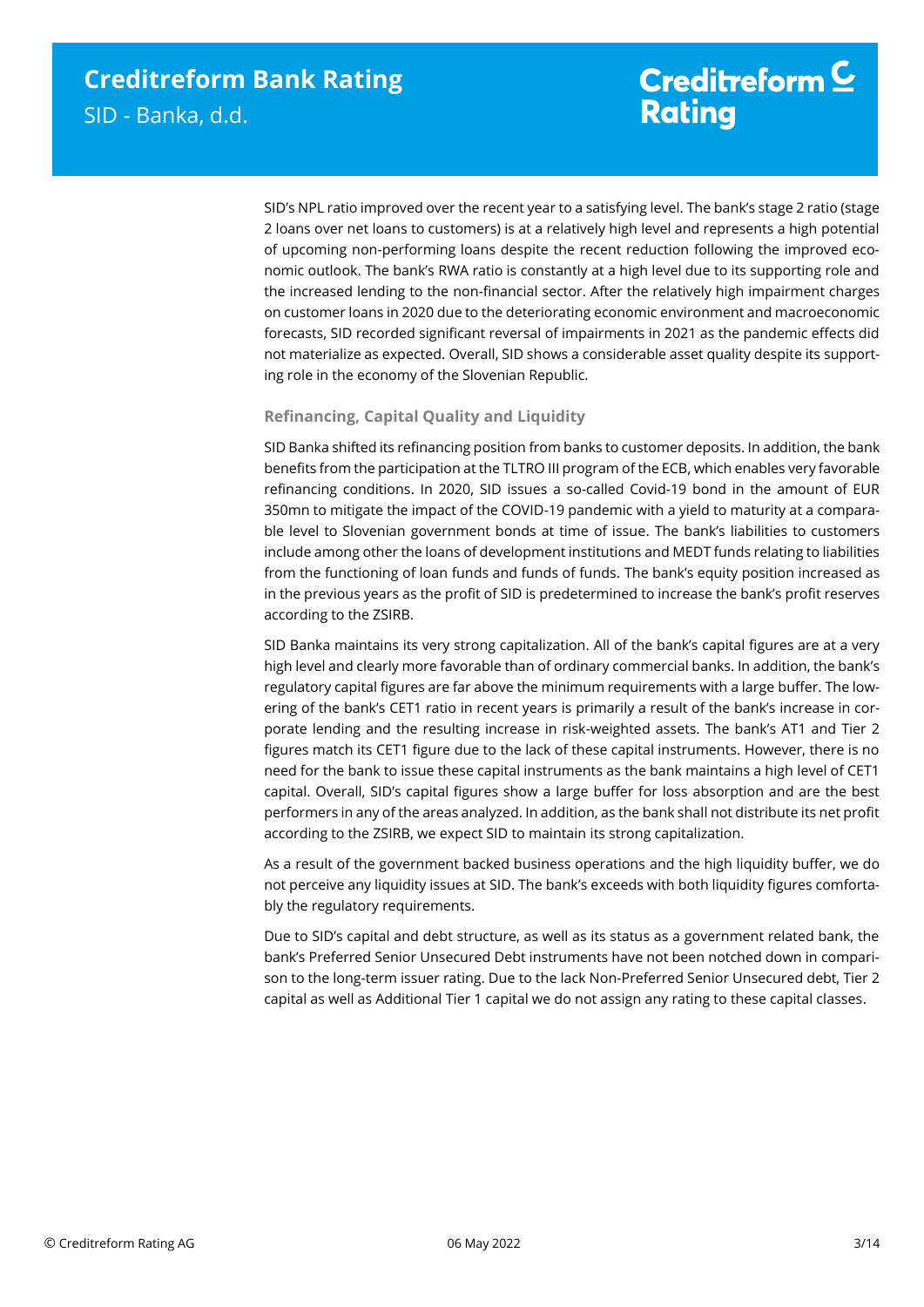SID's NPL ratio improved over the recent year to a satisfying level. The bank's stage 2 ratio (stage 2 loans over net loans to customers) is at a relatively high level and represents a high potential of upcoming non-performing loans despite the recent reduction following the improved economic outlook. The bank's RWA ratio is constantly at a high level due to its supporting role and the increased lending to the non-financial sector. After the relatively high impairment charges on customer loans in 2020 due to the deteriorating economic environment and macroeconomic forecasts, SID recorded significant reversal of impairments in 2021 as the pandemic effects did not materialize as expected. Overall, SID shows a considerable asset quality despite its supporting role in the economy of the Slovenian Republic.

### Refinancing, Capital Quality and Liquidity

SID Banka shifted its refinancing position from banks to customer deposits. In addition, the bank benefits from the participation at the TLTRO III program of the ECB, which enables very favorable refinancing conditions. In 2020, SID issues a so-called Covid-19 bond in the amount of EUR 350mn to mitigate the impact of the COVID-19 pandemic with a yield to maturity at a comparable level to Slovenian government bonds at time of issue. The bank's liabilities to customers include among other the loans of development institutions and MEDT funds relating to liabilities from the functioning of loan funds and funds of funds. The bank's equity position increased as in the previous years as the profit of SID is predetermined to increase the bank's profit reserves according to the ZSIRB.

SID Banka maintains its very strong capitalization. All of the bank's capital figures are at a very high level and clearly more favorable than of ordinary commercial banks. In addition, the bank's regulatory capital figures are far above the minimum requirements with a large buffer. The lowering of the bank's CET1 ratio in recent years is primarily a result of the bank's increase in corporate lending and the resulting increase in risk-weighted assets. The bank's AT1 and Tier 2 figures match its CET1 figure due to the lack of these capital instruments. However, there is no need for the bank to issue these capital instruments as the bank maintains a high level of CET1 capital. Overall, SID's capital figures show a large buffer for loss absorption and are the best performers in any of the areas analyzed. In addition, as the bank shall not distribute its net profit according to the ZSIRB, we expect SID to maintain its strong capitalization.

As a result of the government backed business operations and the high liquidity buffer, we do not perceive any liquidity issues at SID. The bank's exceeds with both liquidity figures comfortably the regulatory requirements.

Due to SID's capital and debt structure, as well as its status as a government related bank, the bank's Preferred Senior Unsecured Debt instruments have not been notched down in comparison to the long-term issuer rating. Due to the lack Non-Preferred Senior Unsecured debt, Tier 2 capital as well as Additional Tier 1 capital we do not assign any rating to these capital classes.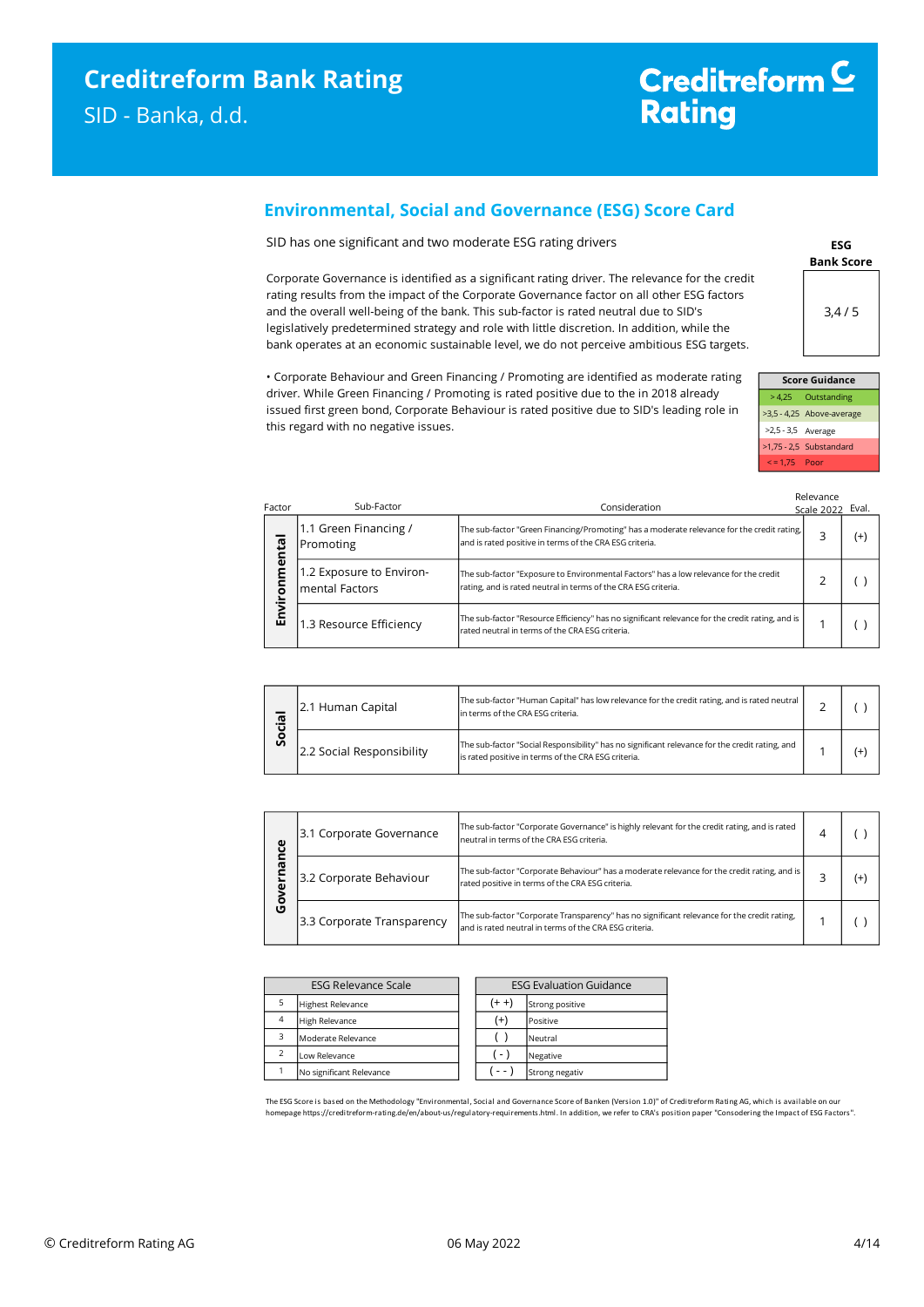## Environmental, Social and Governance (ESG) Score Card

SID has one significant and two moderate ESG rating drivers

Corporate Governance is identified as a significant rating driver. The relevance for the credit rating results from the impact of the Corporate Governance factor on all other ESG factors and the overall well-being of the bank. This sub-factor is rated neutral due to SID's legislatively predetermined strategy and role with little discretion. In addition, while the bank operates at an economic sustainable level, we do not perceive ambitious ESG targets.

• Corporate Behaviour and Green Financing / Promoting are identified as moderate rating driver. While Green Financing / Promoting is rated positive due to the in 2018 already issued first green bond, Corporate Behaviour is rated positive due to SID's leading role in this regard with no negative issues.

| ESG Bank Score |
|---|
| 3,4 / 5 |

| Score Guidance | |
|---|---|
| > 4,25 | Outstanding |
| >3,5 - 4,25 | Above-average |
| >2,5 - 3,5 | Average |
| >1,75 - 2,5 | Substandard |
| < = 1,75 | Poor |

| Factor | Sub-Factor | Consideration | Relevance Scale 2022 | Eval. |
|---|---|---|---|---|
| Environmental | 1.1 Green Financing / Promoting | The sub-factor "Green Financing/Promoting" has a moderate relevance for the credit rating, and is rated positive in terms of the CRA ESG criteria. | 3 | (+) |
| | 1.2 Exposure to Environ-mental Factors | The sub-factor "Exposure to Environmental Factors" has a low relevance for the credit rating, and is rated neutral in terms of the CRA ESG criteria. | 2 | ( ) |
| | 1.3 Resource Efficiency | The sub-factor "Resource Efficiency" has no significant relevance for the credit rating, and is rated neutral in terms of the CRA ESG criteria. | 1 | ( ) |
| Social | 2.1 Human Capital | The sub-factor "Human Capital" has low relevance for the credit rating, and is rated neutral in terms of the CRA ESG criteria. | 2 | ( ) |
| | 2.2 Social Responsibility | The sub-factor "Social Responsibility" has no significant relevance for the credit rating, and is rated positive in terms of the CRA ESG criteria. | 1 | (+) |
| Governance | 3.1 Corporate Governance | The sub-factor "Corporate Governance" is highly relevant for the credit rating, and is rated neutral in terms of the CRA ESG criteria. | 4 | ( ) |
| | 3.2 Corporate Behaviour | The sub-factor "Corporate Behaviour" has a moderate relevance for the credit rating, and is rated positive in terms of the CRA ESG criteria. | 3 | (+) |
| | 3.3 Corporate Transparency | The sub-factor "Corporate Transparency" has no significant relevance for the credit rating, and is rated neutral in terms of the CRA ESG criteria. | 1 | ( ) |

| ESG Relevance Scale | |
|---|---|
| 5 | Highest Relevance |
| 4 | High Relevance |
| 3 | Moderate Relevance |
| 2 | Low Relevance |
| 1 | No significant Relevance |

| ESG Evaluation Guidance | |
|---|---|
| (+ +) | Strong positive |
| (+) | Positive |
| ( ) | Neutral |
| ( - ) | Negative |
| ( - - ) | Strong negativ |

The ESG Score is based on the Methodology "Environmental, Social and Governance Score of Banken (Version 1.0)" of Creditreform Rating AG, which is available on our homepage https://creditreform-rating.de/en/about-us/regulatory-requirements.html. In addition, we refer to CRA's position paper "Consodering the Impact of ESG Factors".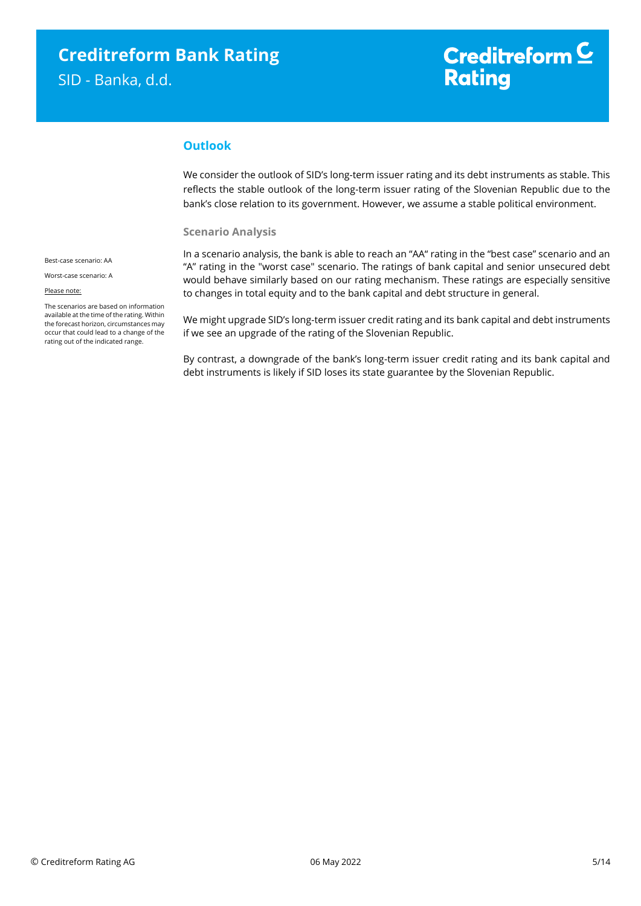## Outlook

We consider the outlook of SID's long-term issuer rating and its debt instruments as stable. This reflects the stable outlook of the long-term issuer rating of the Slovenian Republic due to the bank's close relation to its government. However, we assume a stable political environment.

### Scenario Analysis

Best-case scenario: AA

Worst-case scenario: A

Please note:

The scenarios are based on information available at the time of the rating. Within the forecast horizon, circumstances may occur that could lead to a change of the rating out of the indicated range.

In a scenario analysis, the bank is able to reach an "AA" rating in the "best case" scenario and an "A" rating in the "worst case" scenario. The ratings of bank capital and senior unsecured debt would behave similarly based on our rating mechanism. These ratings are especially sensitive to changes in total equity and to the bank capital and debt structure in general.

We might upgrade SID's long-term issuer credit rating and its bank capital and debt instruments if we see an upgrade of the rating of the Slovenian Republic.

By contrast, a downgrade of the bank's long-term issuer credit rating and its bank capital and debt instruments is likely if SID loses its state guarantee by the Slovenian Republic.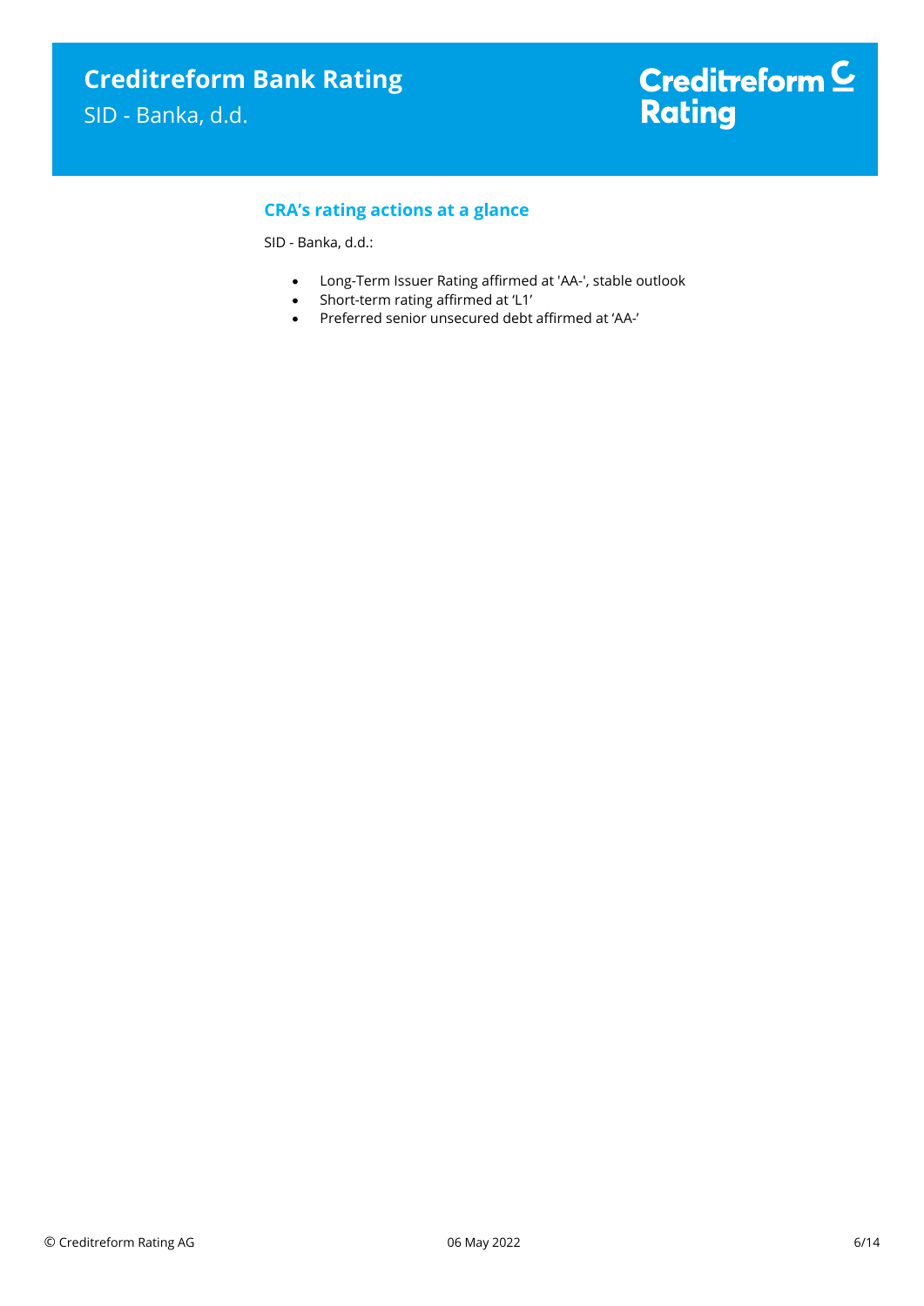## CRA's rating actions at a glance

SID - Banka, d.d.:

- Long-Term Issuer Rating affirmed at 'AA-', stable outlook
- Short-term rating affirmed at 'L1'
- Preferred senior unsecured debt affirmed at 'AA-'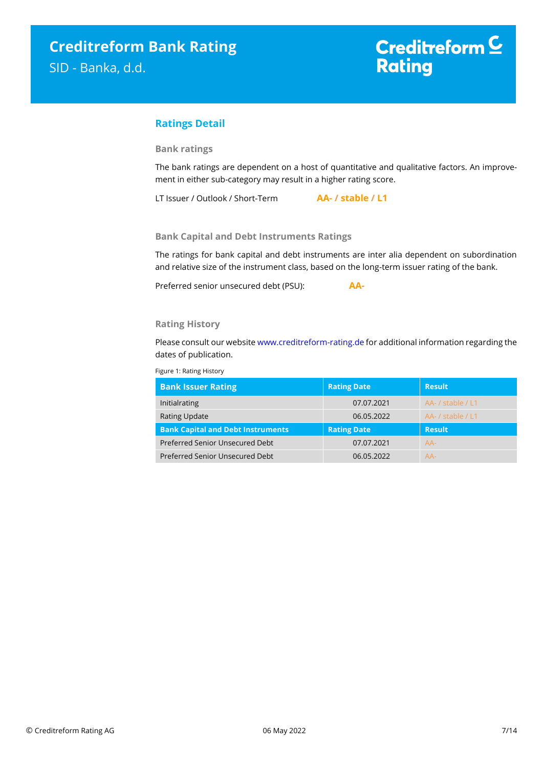## Ratings Detail

### Bank ratings

The bank ratings are dependent on a host of quantitative and qualitative factors. An improvement in either sub-category may result in a higher rating score.

LT Issuer / Outlook / Short-Term **AA- / stable / L1**

### Bank Capital and Debt Instruments Ratings

The ratings for bank capital and debt instruments are inter alia dependent on subordination and relative size of the instrument class, based on the long-term issuer rating of the bank.

Preferred senior unsecured debt (PSU): **AA-**

### Rating History

Please consult our website www.creditreform-rating.de for additional information regarding the dates of publication.

Figure 1: Rating History

| Bank Issuer Rating | Rating Date | Result |
|---|---|---|
| Initialrating | 07.07.2021 | AA- / stable / L1 |
| Rating Update | 06.05.2022 | AA- / stable / L1 |
| **Bank Capital and Debt Instruments** | **Rating Date** | **Result** |
| Preferred Senior Unsecured Debt | 07.07.2021 | AA- |
| Preferred Senior Unsecured Debt | 06.05.2022 | AA- |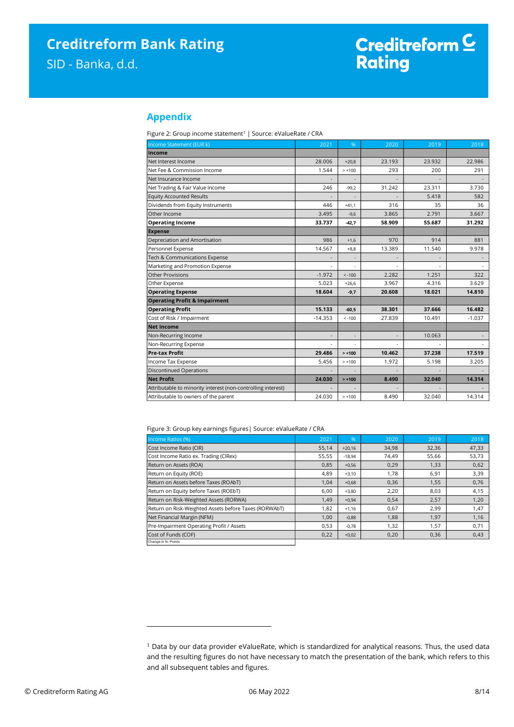## Appendix

Figure 2: Group income statement[1] | Source: eValueRate / CRA

| Income Statement (EUR k) | 2021 | % | 2020 | 2019 | 2018 |
|---|---|---|---|---|---|
| **Income** | | | | | |
| Net Interest Income | 28.006 | +20,8 | 23.193 | 23.932 | 22.986 |
| Net Fee & Commission Income | 1.544 | > +100 | 293 | 200 | 291 |
| Net Insurance Income | - | - | - | - | - |
| Net Trading & Fair Value Income | 246 | -99,2 | 31.242 | 23.311 | 3.730 |
| Equity Accounted Results | - | - | - | 5.418 | 582 |
| Dividends from Equity Instruments | 446 | +41,1 | 316 | 35 | 36 |
| Other Income | 3.495 | -9,6 | 3.865 | 2.791 | 3.667 |
| **Operating Income** | **33.737** | **-42,7** | **58.909** | **55.687** | **31.292** |
| **Expense** | | | | | |
| Depreciation and Amortisation | 986 | +1,6 | 970 | 914 | 881 |
| Personnel Expense | 14.567 | +8,8 | 13.389 | 11.540 | 9.978 |
| Tech & Communications Expense | - | - | - | - | - |
| Marketing and Promotion Expense | - | - | - | - | - |
| Other Provisions | -1.972 | < -100 | 2.282 | 1.251 | 322 |
| Other Expense | 5.023 | +26,6 | 3.967 | 4.316 | 3.629 |
| **Operating Expense** | **18.604** | **-9,7** | **20.608** | **18.021** | **14.810** |
| **Operating Profit & Impairment** | | | | | |
| **Operating Profit** | **15.133** | **-60,5** | **38.301** | **37.666** | **16.482** |
| Cost of Risk / Impairment | -14.353 | < -100 | 27.839 | 10.491 | -1.037 |
| **Net Income** | | | | | |
| Non-Recurring Income | - | - | - | 10.063 | - |
| Non-Recurring Expense | - | - | - | - | - |
| **Pre-tax Profit** | **29.486** | **> +100** | **10.462** | **37.238** | **17.519** |
| Income Tax Expense | 5.456 | > +100 | 1.972 | 5.198 | 3.205 |
| Discontinued Operations | - | - | - | - | - |
| **Net Profit** | **24.030** | **> +100** | **8.490** | **32.040** | **14.314** |
| Attributable to minority interest (non-controlling interest) | - | - | - | - | - |
| Attributable to owners of the parent | 24.030 | > +100 | 8.490 | 32.040 | 14.314 |

Figure 3: Group key earnings figures | Source: eValueRate / CRA

| Income Ratios (%) | 2021 | % | 2020 | 2019 | 2018 |
|---|---|---|---|---|---|
| Cost Income Ratio (CIR) | 55,14 | +20,16 | 34,98 | 32,36 | 47,33 |
| Cost Income Ratio ex. Trading (CIRex) | 55,55 | -18,94 | 74,49 | 55,66 | 53,73 |
| Return on Assets (ROA) | 0,85 | +0,56 | 0,29 | 1,33 | 0,62 |
| Return on Equity (ROE) | 4,89 | +3,10 | 1,78 | 6,91 | 3,39 |
| Return on Assets before Taxes (ROAbT) | 1,04 | +0,68 | 0,36 | 1,55 | 0,76 |
| Return on Equity before Taxes (ROEbT) | 6,00 | +3,80 | 2,20 | 8,03 | 4,15 |
| Return on Risk-Weighted Assets (RORWA) | 1,49 | +0,94 | 0,54 | 2,57 | 1,20 |
| Return on Risk-Weighted Assets before Taxes (RORWAbT) | 1,82 | +1,16 | 0,67 | 2,99 | 1,47 |
| Net Financial Margin (NFM) | 1,00 | -0,88 | 1,88 | 1,97 | 1,16 |
| Pre-Impairment Operating Profit / Assets | 0,53 | -0,78 | 1,32 | 1,57 | 0,71 |
| Cost of Funds (COF) | 0,22 | +0,02 | 0,20 | 0,36 | 0,43 |

Change in %- Points

[1] Data by our data provider eValueRate, which is standardized for analytical reasons. Thus, the used data and the resulting figures do not have necessary to match the presentation of the bank, which refers to this and all subsequent tables and figures.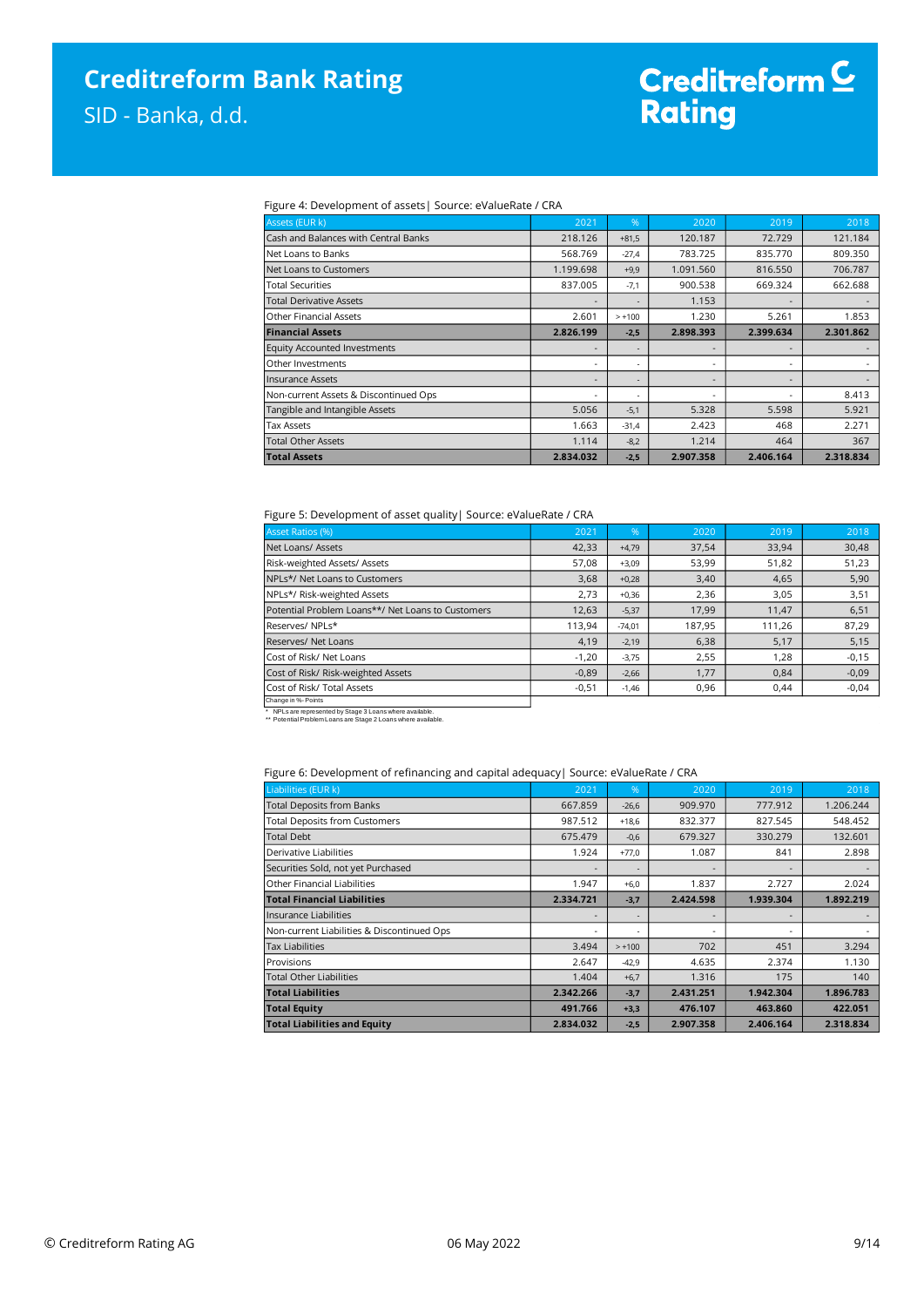Figure 4: Development of assets| Source: eValueRate / CRA

| Assets (EUR k) | 2021 | % | 2020 | 2019 | 2018 |
|---|---|---|---|---|---|
| Cash and Balances with Central Banks | 218.126 | +81,5 | 120.187 | 72.729 | 121.184 |
| Net Loans to Banks | 568.769 | -27,4 | 783.725 | 835.770 | 809.350 |
| Net Loans to Customers | 1.199.698 | +9,9 | 1.091.560 | 816.550 | 706.787 |
| Total Securities | 837.005 | -7,1 | 900.538 | 669.324 | 662.688 |
| Total Derivative Assets | - | - | 1.153 | - | - |
| Other Financial Assets | 2.601 | > +100 | 1.230 | 5.261 | 1.853 |
| **Financial Assets** | **2.826.199** | **-2,5** | **2.898.393** | **2.399.634** | **2.301.862** |
| Equity Accounted Investments | - | - | - | - | - |
| Other Investments | - | - | - | - | - |
| Insurance Assets | - | - | - | - | - |
| Non-current Assets & Discontinued Ops | - | - | - | - | 8.413 |
| Tangible and Intangible Assets | 5.056 | -5,1 | 5.328 | 5.598 | 5.921 |
| Tax Assets | 1.663 | -31,4 | 2.423 | 468 | 2.271 |
| Total Other Assets | 1.114 | -8,2 | 1.214 | 464 | 367 |
| **Total Assets** | **2.834.032** | **-2,5** | **2.907.358** | **2.406.164** | **2.318.834** |

Figure 5: Development of asset quality| Source: eValueRate / CRA

| Asset Ratios (%) | 2021 | % | 2020 | 2019 | 2018 |
|---|---|---|---|---|---|
| Net Loans/ Assets | 42,33 | +4,79 | 37,54 | 33,94 | 30,48 |
| Risk-weighted Assets/ Assets | 57,08 | +3,09 | 53,99 | 51,82 | 51,23 |
| NPLs*/ Net Loans to Customers | 3,68 | +0,28 | 3,40 | 4,65 | 5,90 |
| NPLs*/ Risk-weighted Assets | 2,73 | +0,36 | 2,36 | 3,05 | 3,51 |
| Potential Problem Loans**/ Net Loans to Customers | 12,63 | -5,37 | 17,99 | 11,47 | 6,51 |
| Reserves/ NPLs* | 113,94 | -74,01 | 187,95 | 111,26 | 87,29 |
| Reserves/ Net Loans | 4,19 | -2,19 | 6,38 | 5,17 | 5,15 |
| Cost of Risk/ Net Loans | -1,20 | -3,75 | 2,55 | 1,28 | -0,15 |
| Cost of Risk/ Risk-weighted Assets | -0,89 | -2,66 | 1,77 | 0,84 | -0,09 |
| Cost of Risk/ Total Assets | -0,51 | -1,46 | 0,96 | 0,44 | -0,04 |

Change in %- Points

\* NPLs are represented by Stage 3 Loans where available.
\*\* Potential Problem Loans are Stage 2 Loans where available.

Figure 6: Development of refinancing and capital adequacy| Source: eValueRate / CRA

| Liabilities (EUR k) | 2021 | % | 2020 | 2019 | 2018 |
|---|---|---|---|---|---|
| Total Deposits from Banks | 667.859 | -26,6 | 909.970 | 777.912 | 1.206.244 |
| Total Deposits from Customers | 987.512 | +18,6 | 832.377 | 827.545 | 548.452 |
| Total Debt | 675.479 | -0,6 | 679.327 | 330.279 | 132.601 |
| Derivative Liabilities | 1.924 | +77,0 | 1.087 | 841 | 2.898 |
| Securities Sold, not yet Purchased | - | - | - | - | - |
| Other Financial Liabilities | 1.947 | +6,0 | 1.837 | 2.727 | 2.024 |
| **Total Financial Liabilities** | **2.334.721** | **-3,7** | **2.424.598** | **1.939.304** | **1.892.219** |
| Insurance Liabilities | - | - | - | - | - |
| Non-current Liabilities & Discontinued Ops | - | - | - | - | - |
| Tax Liabilities | 3.494 | > +100 | 702 | 451 | 3.294 |
| Provisions | 2.647 | -42,9 | 4.635 | 2.374 | 1.130 |
| Total Other Liabilities | 1.404 | +6,7 | 1.316 | 175 | 140 |
| **Total Liabilities** | **2.342.266** | **-3,7** | **2.431.251** | **1.942.304** | **1.896.783** |
| **Total Equity** | **491.766** | **+3,3** | **476.107** | **463.860** | **422.051** |
| **Total Liabilities and Equity** | **2.834.032** | **-2,5** | **2.907.358** | **2.406.164** | **2.318.834** |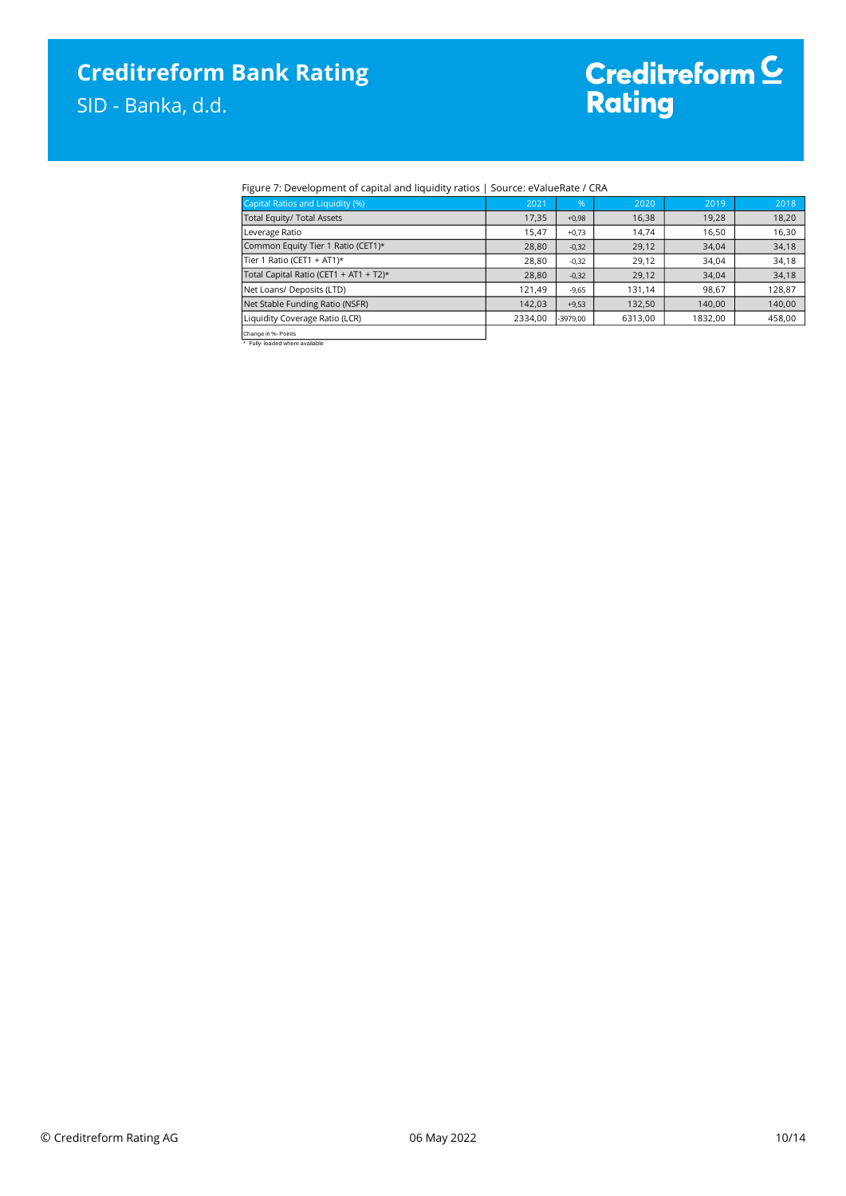Figure 7: Development of capital and liquidity ratios | Source: eValueRate / CRA

| Capital Ratios and Liquidity (%) | 2021 | % | 2020 | 2019 | 2018 |
|---|---|---|---|---|---|
| Total Equity/ Total Assets | 17,35 | +0,98 | 16,38 | 19,28 | 18,20 |
| Leverage Ratio | 15,47 | +0,73 | 14,74 | 16,50 | 16,30 |
| Common Equity Tier 1 Ratio (CET1)* | 28,80 | -0,32 | 29,12 | 34,04 | 34,18 |
| Tier 1 Ratio (CET1 + AT1)* | 28,80 | -0,32 | 29,12 | 34,04 | 34,18 |
| Total Capital Ratio (CET1 + AT1 + T2)* | 28,80 | -0,32 | 29,12 | 34,04 | 34,18 |
| Net Loans/ Deposits (LTD) | 121,49 | -9,65 | 131,14 | 98,67 | 128,87 |
| Net Stable Funding Ratio (NSFR) | 142,03 | +9,53 | 132,50 | 140,00 | 140,00 |
| Liquidity Coverage Ratio (LCR) | 2334,00 | -3979,00 | 6313,00 | 1832,00 | 458,00 |

Change in %- Points

\* Fully- loaded where available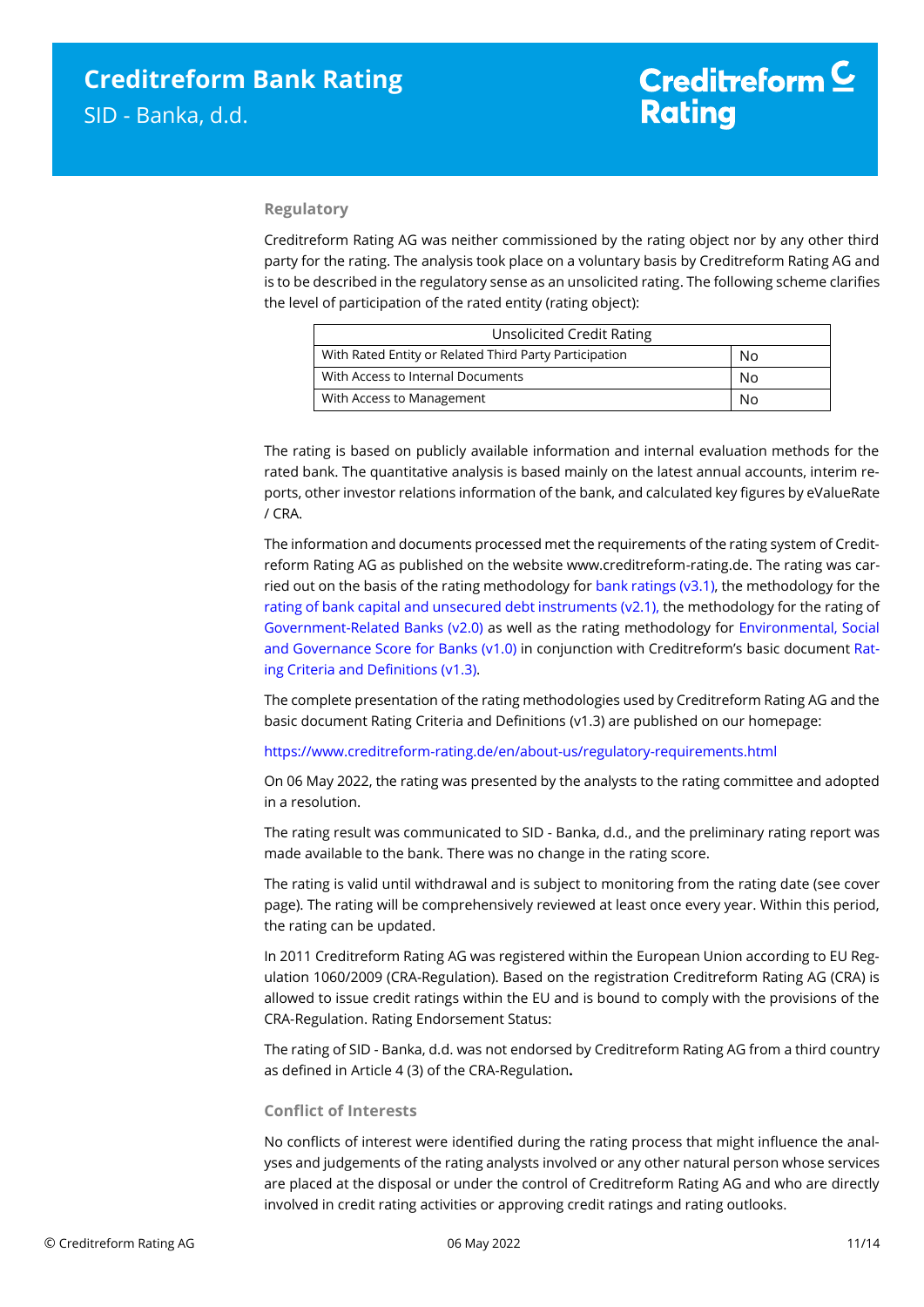### Regulatory

Creditreform Rating AG was neither commissioned by the rating object nor by any other third party for the rating. The analysis took place on a voluntary basis by Creditreform Rating AG and is to be described in the regulatory sense as an unsolicited rating. The following scheme clarifies the level of participation of the rated entity (rating object):

| Unsolicited Credit Rating | |
|---|---|
| With Rated Entity or Related Third Party Participation | No |
| With Access to Internal Documents | No |
| With Access to Management | No |

The rating is based on publicly available information and internal evaluation methods for the rated bank. The quantitative analysis is based mainly on the latest annual accounts, interim reports, other investor relations information of the bank, and calculated key figures by eValueRate / CRA.

The information and documents processed met the requirements of the rating system of Creditreform Rating AG as published on the website www.creditreform-rating.de. The rating was carried out on the basis of the rating methodology for bank ratings (v3.1), the methodology for the rating of bank capital and unsecured debt instruments (v2.1), the methodology for the rating of Government-Related Banks (v2.0) as well as the rating methodology for Environmental, Social and Governance Score for Banks (v1.0) in conjunction with Creditreform's basic document Rating Criteria and Definitions (v1.3).

The complete presentation of the rating methodologies used by Creditreform Rating AG and the basic document Rating Criteria and Definitions (v1.3) are published on our homepage:

https://www.creditreform-rating.de/en/about-us/regulatory-requirements.html

On 06 May 2022, the rating was presented by the analysts to the rating committee and adopted in a resolution.

The rating result was communicated to SID - Banka, d.d., and the preliminary rating report was made available to the bank. There was no change in the rating score.

The rating is valid until withdrawal and is subject to monitoring from the rating date (see cover page). The rating will be comprehensively reviewed at least once every year. Within this period, the rating can be updated.

In 2011 Creditreform Rating AG was registered within the European Union according to EU Regulation 1060/2009 (CRA-Regulation). Based on the registration Creditreform Rating AG (CRA) is allowed to issue credit ratings within the EU and is bound to comply with the provisions of the CRA-Regulation. Rating Endorsement Status:

The rating of SID - Banka, d.d. was not endorsed by Creditreform Rating AG from a third country as defined in Article 4 (3) of the CRA-Regulation**.**

### Conflict of Interests

No conflicts of interest were identified during the rating process that might influence the analyses and judgements of the rating analysts involved or any other natural person whose services are placed at the disposal or under the control of Creditreform Rating AG and who are directly involved in credit rating activities or approving credit ratings and rating outlooks.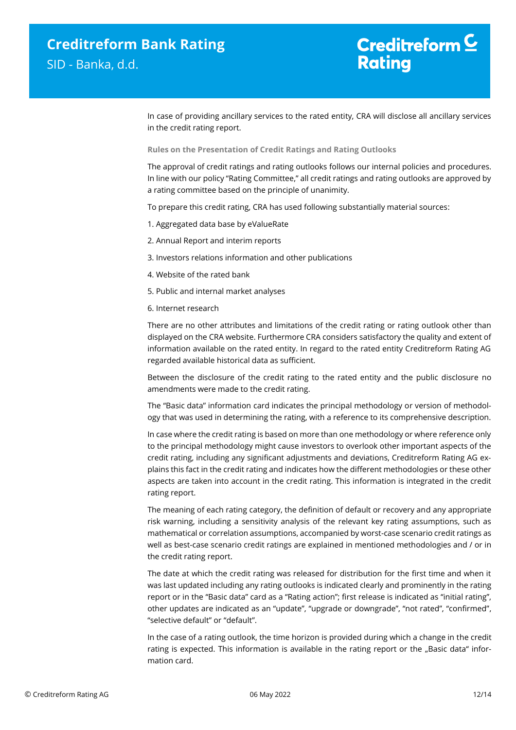In case of providing ancillary services to the rated entity, CRA will disclose all ancillary services in the credit rating report.

**Rules on the Presentation of Credit Ratings and Rating Outlooks**

The approval of credit ratings and rating outlooks follows our internal policies and procedures. In line with our policy "Rating Committee," all credit ratings and rating outlooks are approved by a rating committee based on the principle of unanimity.

To prepare this credit rating, CRA has used following substantially material sources:

1. Aggregated data base by eValueRate
2. Annual Report and interim reports
3. Investors relations information and other publications
4. Website of the rated bank
5. Public and internal market analyses
6. Internet research

There are no other attributes and limitations of the credit rating or rating outlook other than displayed on the CRA website. Furthermore CRA considers satisfactory the quality and extent of information available on the rated entity. In regard to the rated entity Creditreform Rating AG regarded available historical data as sufficient.

Between the disclosure of the credit rating to the rated entity and the public disclosure no amendments were made to the credit rating.

The "Basic data" information card indicates the principal methodology or version of methodology that was used in determining the rating, with a reference to its comprehensive description.

In case where the credit rating is based on more than one methodology or where reference only to the principal methodology might cause investors to overlook other important aspects of the credit rating, including any significant adjustments and deviations, Creditreform Rating AG explains this fact in the credit rating and indicates how the different methodologies or these other aspects are taken into account in the credit rating. This information is integrated in the credit rating report.

The meaning of each rating category, the definition of default or recovery and any appropriate risk warning, including a sensitivity analysis of the relevant key rating assumptions, such as mathematical or correlation assumptions, accompanied by worst-case scenario credit ratings as well as best-case scenario credit ratings are explained in mentioned methodologies and / or in the credit rating report.

The date at which the credit rating was released for distribution for the first time and when it was last updated including any rating outlooks is indicated clearly and prominently in the rating report or in the "Basic data" card as a "Rating action"; first release is indicated as "initial rating", other updates are indicated as an "update", "upgrade or downgrade", "not rated", "confirmed", "selective default" or "default".

In the case of a rating outlook, the time horizon is provided during which a change in the credit rating is expected. This information is available in the rating report or the „Basic data" information card.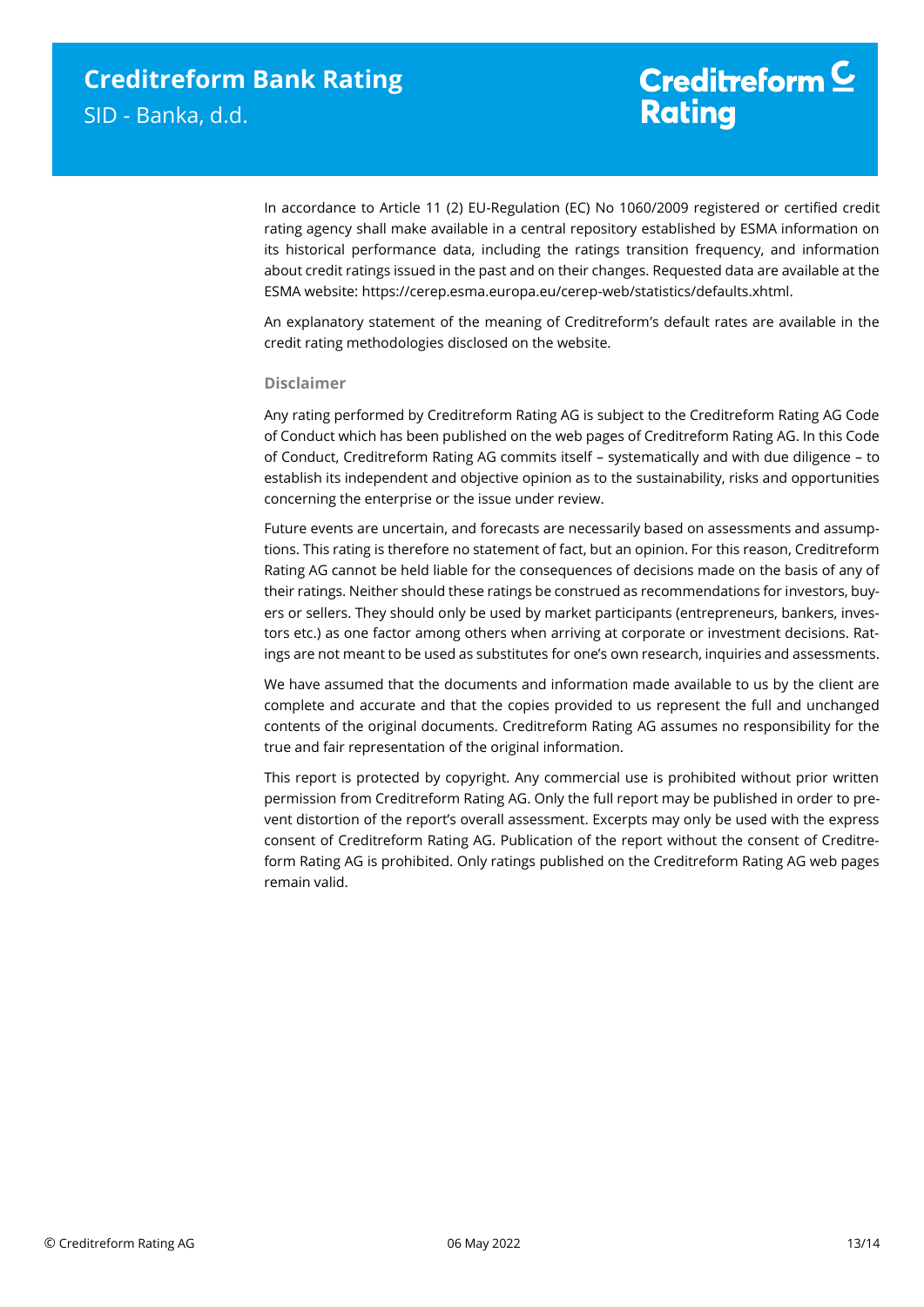In accordance to Article 11 (2) EU-Regulation (EC) No 1060/2009 registered or certified credit rating agency shall make available in a central repository established by ESMA information on its historical performance data, including the ratings transition frequency, and information about credit ratings issued in the past and on their changes. Requested data are available at the ESMA website: https://cerep.esma.europa.eu/cerep-web/statistics/defaults.xhtml.

An explanatory statement of the meaning of Creditreform's default rates are available in the credit rating methodologies disclosed on the website.

### Disclaimer

Any rating performed by Creditreform Rating AG is subject to the Creditreform Rating AG Code of Conduct which has been published on the web pages of Creditreform Rating AG. In this Code of Conduct, Creditreform Rating AG commits itself – systematically and with due diligence – to establish its independent and objective opinion as to the sustainability, risks and opportunities concerning the enterprise or the issue under review.

Future events are uncertain, and forecasts are necessarily based on assessments and assumptions. This rating is therefore no statement of fact, but an opinion. For this reason, Creditreform Rating AG cannot be held liable for the consequences of decisions made on the basis of any of their ratings. Neither should these ratings be construed as recommendations for investors, buyers or sellers. They should only be used by market participants (entrepreneurs, bankers, investors etc.) as one factor among others when arriving at corporate or investment decisions. Ratings are not meant to be used as substitutes for one's own research, inquiries and assessments.

We have assumed that the documents and information made available to us by the client are complete and accurate and that the copies provided to us represent the full and unchanged contents of the original documents. Creditreform Rating AG assumes no responsibility for the true and fair representation of the original information.

This report is protected by copyright. Any commercial use is prohibited without prior written permission from Creditreform Rating AG. Only the full report may be published in order to prevent distortion of the report's overall assessment. Excerpts may only be used with the express consent of Creditreform Rating AG. Publication of the report without the consent of Creditreform Rating AG is prohibited. Only ratings published on the Creditreform Rating AG web pages remain valid.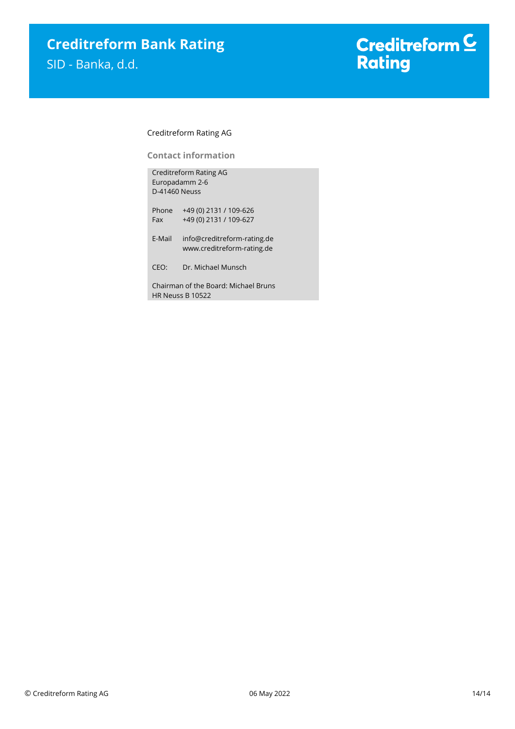Creditreform Rating AG

## Contact information

Creditreform Rating AG
Europadamm 2-6
D-41460 Neuss

Phone +49 (0) 2131 / 109-626
Fax +49 (0) 2131 / 109-627

E-Mail info@creditreform-rating.de
www.creditreform-rating.de

CEO: Dr. Michael Munsch

Chairman of the Board: Michael Bruns
HR Neuss B 10522